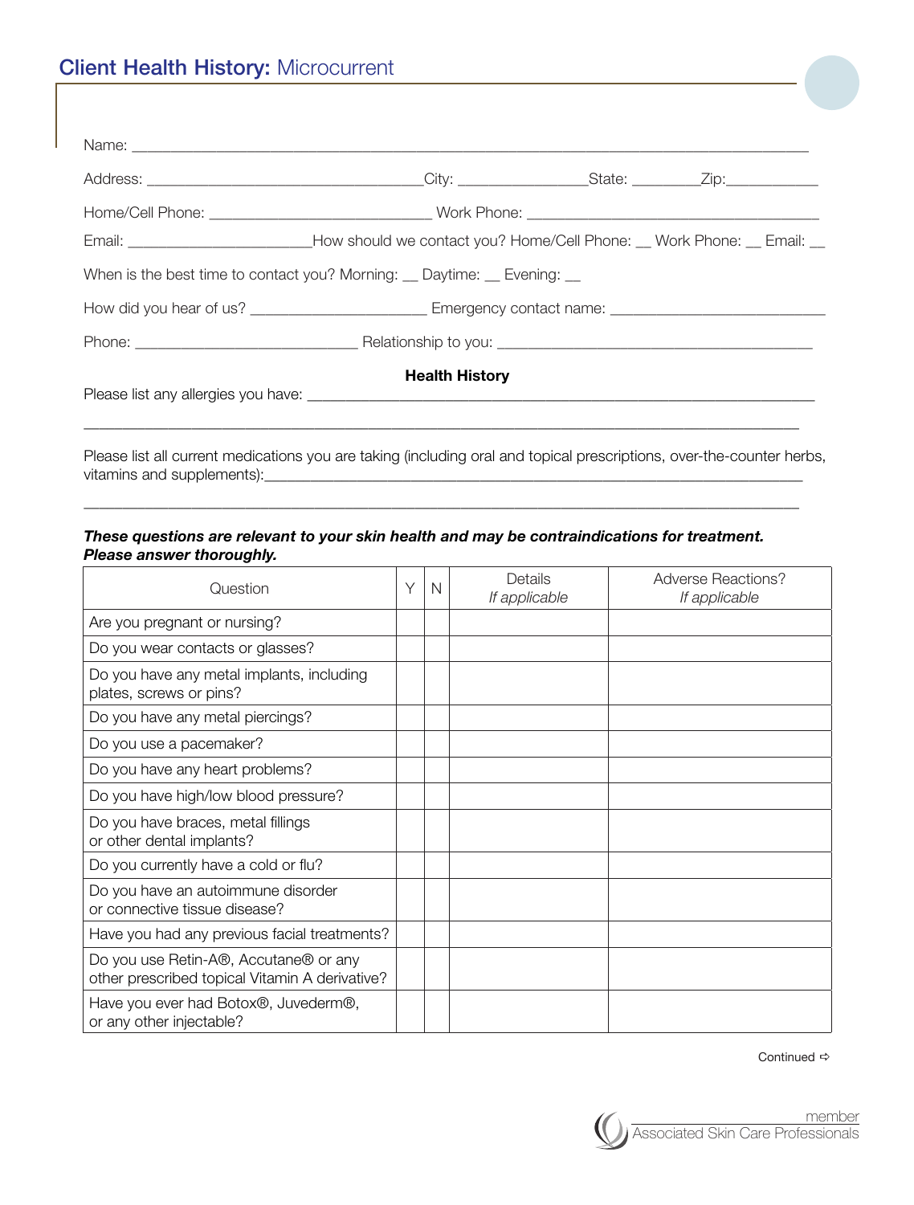# **Client Health History:** Microcurrent

Name: ______________________________________________________________________________

Address: ________________________________City: _______________State: ________Zip:___________

Home/Cell Phone: __________________________ Work Phone: _____________________________________

Email: _____________________How should we contact you? Home/Cell Phone: __ Work Phone: __ Email: __

When is the best time to contact you? Morning: __ Daytime: __ Evening: __

How did you hear of us? _____________________ Emergency contact name: __________________________

Phone: __________________________ Relationship to you: _____________________________________

**Health History**

Please list any allergies you have: _____________________________________________________________

_________________________________________________________________________________________

Please list all current medications you are taking (including oral and topical prescriptions, over-the-counter herbs, vitamins and supplements):___________________________________________________________________

_________________________________________________________________________________________

***These questions are relevant to your skin health and may be contraindications for treatment. Please answer thoroughly.***

| Question | Y | N | Details *If applicable* | Adverse Reactions? *If applicable* |
|---|---|---|---|---|
| Are you pregnant or nursing? | | | | |
| Do you wear contacts or glasses? | | | | |
| Do you have any metal implants, including plates, screws or pins? | | | | |
| Do you have any metal piercings? | | | | |
| Do you use a pacemaker? | | | | |
| Do you have any heart problems? | | | | |
| Do you have high/low blood pressure? | | | | |
| Do you have braces, metal fillings or other dental implants? | | | | |
| Do you currently have a cold or flu? | | | | |
| Do you have an autoimmune disorder or connective tissue disease? | | | | |
| Have you had any previous facial treatments? | | | | |
| Do you use Retin-A®, Accutane® or any other prescribed topical Vitamin A derivative? | | | | |
| Have you ever had Botox®, Juvederm®, or any other injectable? | | | | |

Continued ⇨

member
Associated Skin Care Professionals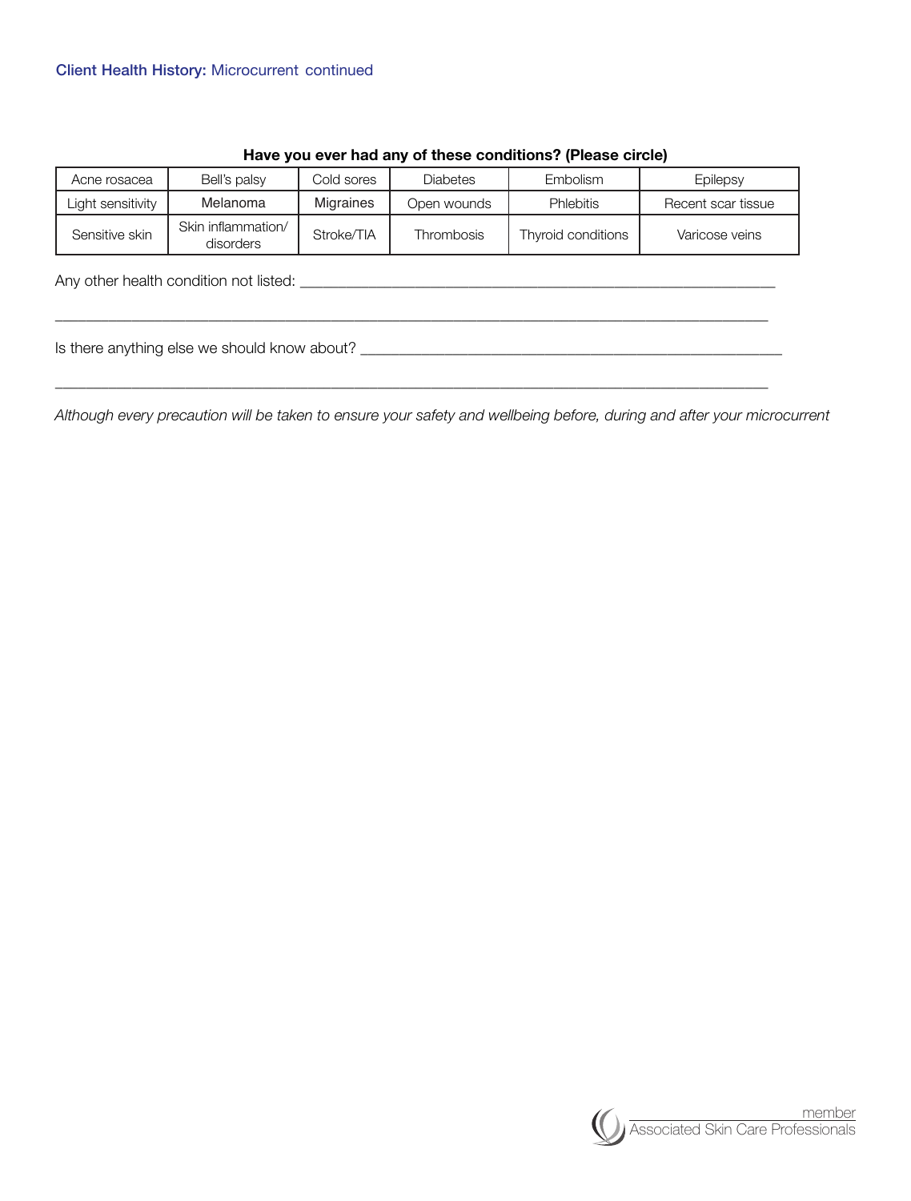Client Health History: Microcurrent continued

**Have you ever had any of these conditions? (Please circle)**

| | | | | | |
|---|---|---|---|---|---|
| Acne rosacea | Bell's palsy | Cold sores | Diabetes | Embolism | Epilepsy |
| Light sensitivity | Melanoma | Migraines | Open wounds | Phlebitis | Recent scar tissue |
| Sensitive skin | Skin inflammation/ disorders | Stroke/TIA | Thrombosis | Thyroid conditions | Varicose veins |

Any other health condition not listed: ___________________________________________________________

_____________________________________________________________________________________

Is there anything else we should know about? ______________________________________________________

_____________________________________________________________________________________

*Although every precaution will be taken to ensure your safety and wellbeing before, during and after your microcurrent*

member
Associated Skin Care Professionals